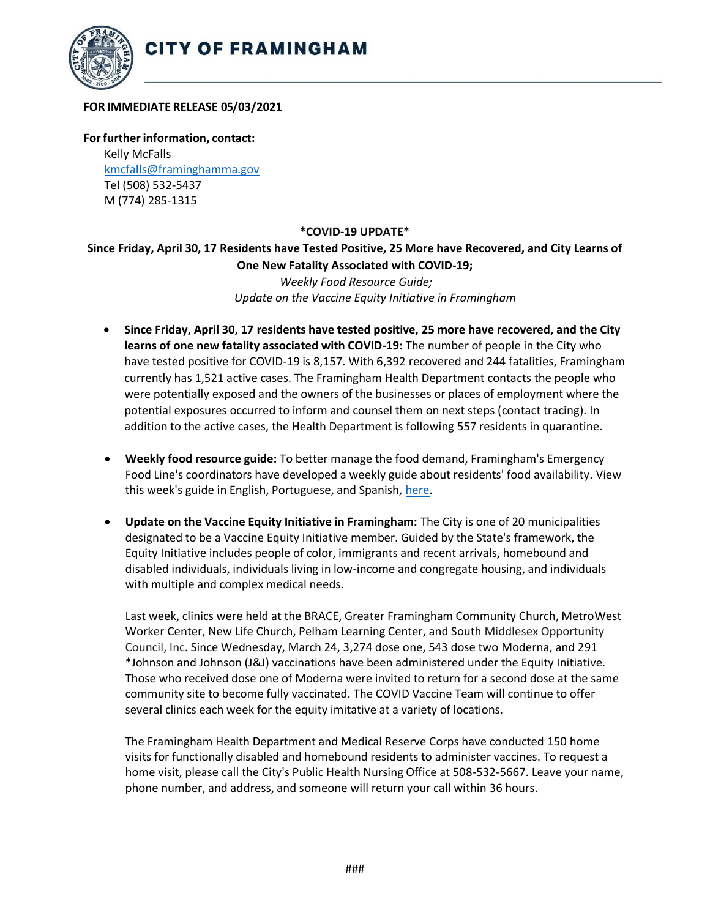# CITY OF FRAMINGHAM

**FOR IMMEDIATE RELEASE 05/03/2021**

**For further information, contact:**
Kelly McFalls
kmcfalls@framinghamma.gov
Tel (508) 532-5437
M (774) 285-1315

**\*COVID-19 UPDATE\***

**Since Friday, April 30, 17 Residents have Tested Positive, 25 More have Recovered, and City Learns of One New Fatality Associated with COVID-19;**
*Weekly Food Resource Guide;*
*Update on the Vaccine Equity Initiative in Framingham*

- **Since Friday, April 30, 17 residents have tested positive, 25 more have recovered, and the City learns of one new fatality associated with COVID-19:** The number of people in the City who have tested positive for COVID-19 is 8,157. With 6,392 recovered and 244 fatalities, Framingham currently has 1,521 active cases. The Framingham Health Department contacts the people who were potentially exposed and the owners of the businesses or places of employment where the potential exposures occurred to inform and counsel them on next steps (contact tracing). In addition to the active cases, the Health Department is following 557 residents in quarantine.

- **Weekly food resource guide:** To better manage the food demand, Framingham's Emergency Food Line's coordinators have developed a weekly guide about residents' food availability. View this week's guide in English, Portuguese, and Spanish, here.

- **Update on the Vaccine Equity Initiative in Framingham:** The City is one of 20 municipalities designated to be a Vaccine Equity Initiative member. Guided by the State's framework, the Equity Initiative includes people of color, immigrants and recent arrivals, homebound and disabled individuals, individuals living in low-income and congregate housing, and individuals with multiple and complex medical needs.

  Last week, clinics were held at the BRACE, Greater Framingham Community Church, MetroWest Worker Center, New Life Church, Pelham Learning Center, and South Middlesex Opportunity Council, Inc. Since Wednesday, March 24, 3,274 dose one, 543 dose two Moderna, and 291 *Johnson and Johnson (J&J) vaccinations have been administered under the Equity Initiative. Those who received dose one of Moderna were invited to return for a second dose at the same community site to become fully vaccinated. The COVID Vaccine Team will continue to offer several clinics each week for the equity imitative at a variety of locations.

  The Framingham Health Department and Medical Reserve Corps have conducted 150 home visits for functionally disabled and homebound residents to administer vaccines. To request a home visit, please call the City's Public Health Nursing Office at 508-532-5667. Leave your name, phone number, and address, and someone will return your call within 36 hours.

###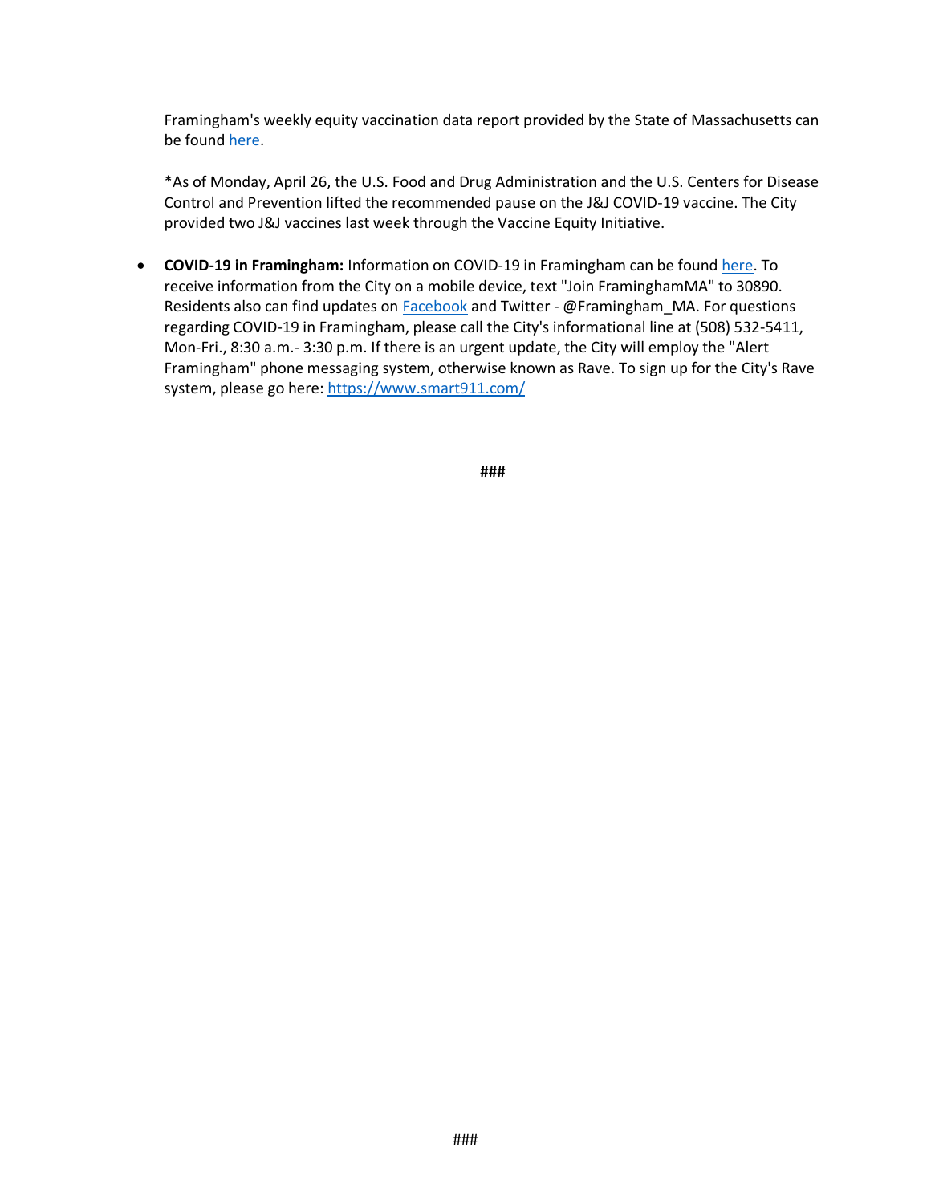Framingham's weekly equity vaccination data report provided by the State of Massachusetts can be found here.

*As of Monday, April 26, the U.S. Food and Drug Administration and the U.S. Centers for Disease Control and Prevention lifted the recommended pause on the J&J COVID-19 vaccine. The City provided two J&J vaccines last week through the Vaccine Equity Initiative.

- **COVID-19 in Framingham:** Information on COVID-19 in Framingham can be found here. To receive information from the City on a mobile device, text "Join FraminghamMA" to 30890. Residents also can find updates on Facebook and Twitter - @Framingham_MA. For questions regarding COVID-19 in Framingham, please call the City's informational line at (508) 532-5411, Mon-Fri., 8:30 a.m.- 3:30 p.m. If there is an urgent update, the City will employ the "Alert Framingham" phone messaging system, otherwise known as Rave. To sign up for the City's Rave system, please go here: https://www.smart911.com/

###

###